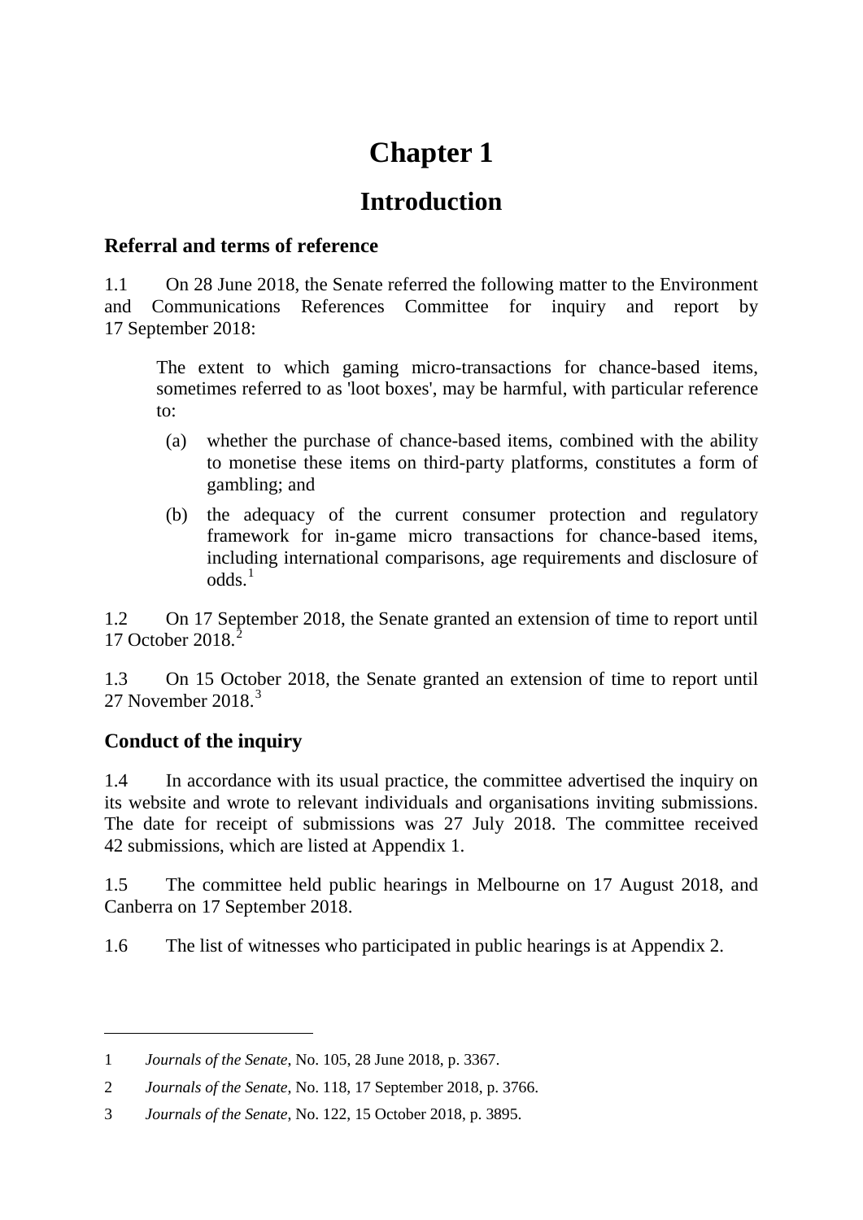# Chapter 1

# Introduction

## Referral and terms of reference

1.1 On 28 June 2018, the Senate referred the following matter to the Environment and Communications References Committee for inquiry and report by 17 September 2018:

> The extent to which gaming micro-transactions for chance-based items, sometimes referred to as 'loot boxes', may be harmful, with particular reference to:
>
> (a) whether the purchase of chance-based items, combined with the ability to monetise these items on third-party platforms, constitutes a form of gambling; and
>
> (b) the adequacy of the current consumer protection and regulatory framework for in-game micro transactions for chance-based items, including international comparisons, age requirements and disclosure of odds.[1]

1.2 On 17 September 2018, the Senate granted an extension of time to report until 17 October 2018.[2]

1.3 On 15 October 2018, the Senate granted an extension of time to report until 27 November 2018.[3]

## Conduct of the inquiry

1.4 In accordance with its usual practice, the committee advertised the inquiry on its website and wrote to relevant individuals and organisations inviting submissions. The date for receipt of submissions was 27 July 2018. The committee received 42 submissions, which are listed at Appendix 1.

1.5 The committee held public hearings in Melbourne on 17 August 2018, and Canberra on 17 September 2018.

1.6 The list of witnesses who participated in public hearings is at Appendix 2.

---

1 *Journals of the Senate*, No. 105, 28 June 2018, p. 3367.

2 *Journals of the Senate*, No. 118, 17 September 2018, p. 3766.

3 *Journals of the Senate*, No. 122, 15 October 2018, p. 3895.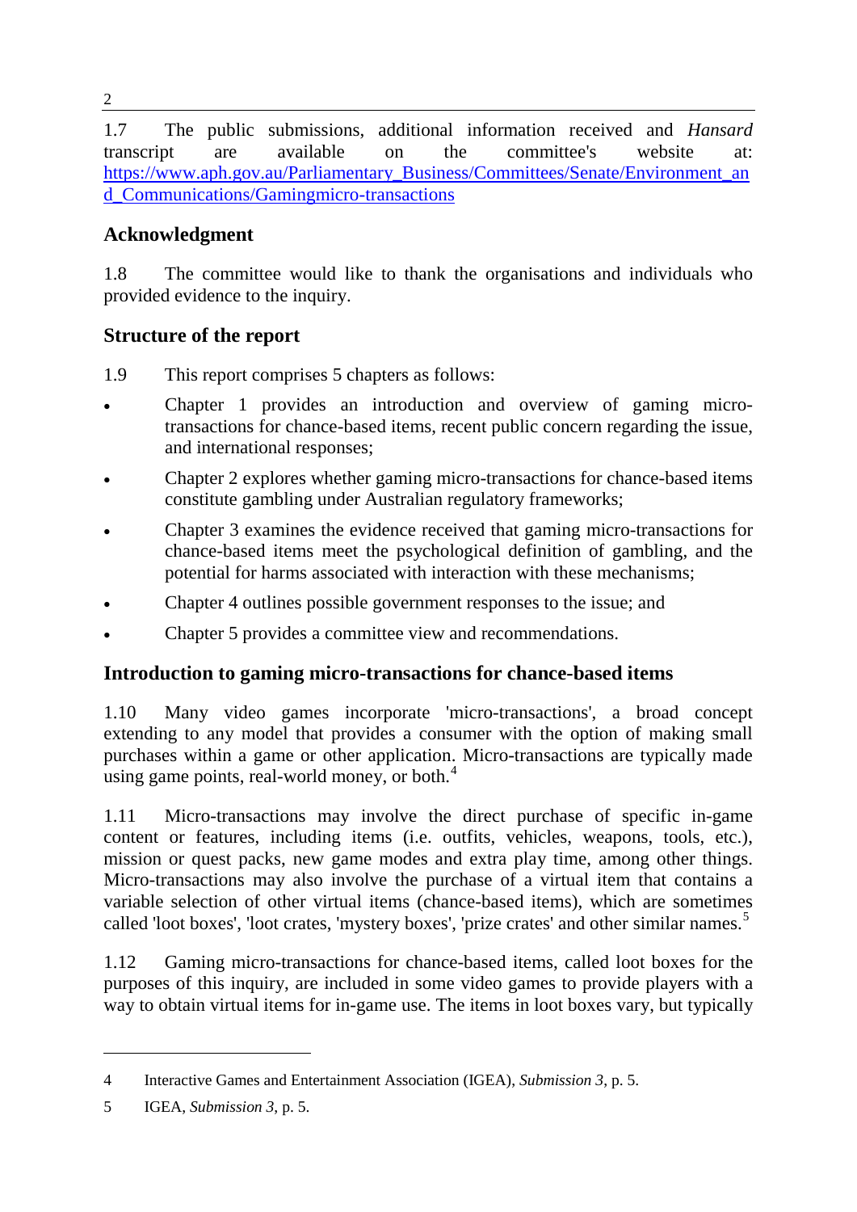1.7 The public submissions, additional information received and *Hansard* transcript are available on the committee's website at: https://www.aph.gov.au/Parliamentary_Business/Committees/Senate/Environment_and_Communications/Gamingmicro-transactions

## Acknowledgment

1.8 The committee would like to thank the organisations and individuals who provided evidence to the inquiry.

## Structure of the report

1.9 This report comprises 5 chapters as follows:

- Chapter 1 provides an introduction and overview of gaming micro-transactions for chance-based items, recent public concern regarding the issue, and international responses;
- Chapter 2 explores whether gaming micro-transactions for chance-based items constitute gambling under Australian regulatory frameworks;
- Chapter 3 examines the evidence received that gaming micro-transactions for chance-based items meet the psychological definition of gambling, and the potential for harms associated with interaction with these mechanisms;
- Chapter 4 outlines possible government responses to the issue; and
- Chapter 5 provides a committee view and recommendations.

## Introduction to gaming micro-transactions for chance-based items

1.10 Many video games incorporate 'micro-transactions', a broad concept extending to any model that provides a consumer with the option of making small purchases within a game or other application. Micro-transactions are typically made using game points, real-world money, or both.[4]

1.11 Micro-transactions may involve the direct purchase of specific in-game content or features, including items (i.e. outfits, vehicles, weapons, tools, etc.), mission or quest packs, new game modes and extra play time, among other things. Micro-transactions may also involve the purchase of a virtual item that contains a variable selection of other virtual items (chance-based items), which are sometimes called 'loot boxes', 'loot crates, 'mystery boxes', 'prize crates' and other similar names.[5]

1.12 Gaming micro-transactions for chance-based items, called loot boxes for the purposes of this inquiry, are included in some video games to provide players with a way to obtain virtual items for in-game use. The items in loot boxes vary, but typically

---

4 Interactive Games and Entertainment Association (IGEA), *Submission 3*, p. 5.

5 IGEA, *Submission 3*, p. 5.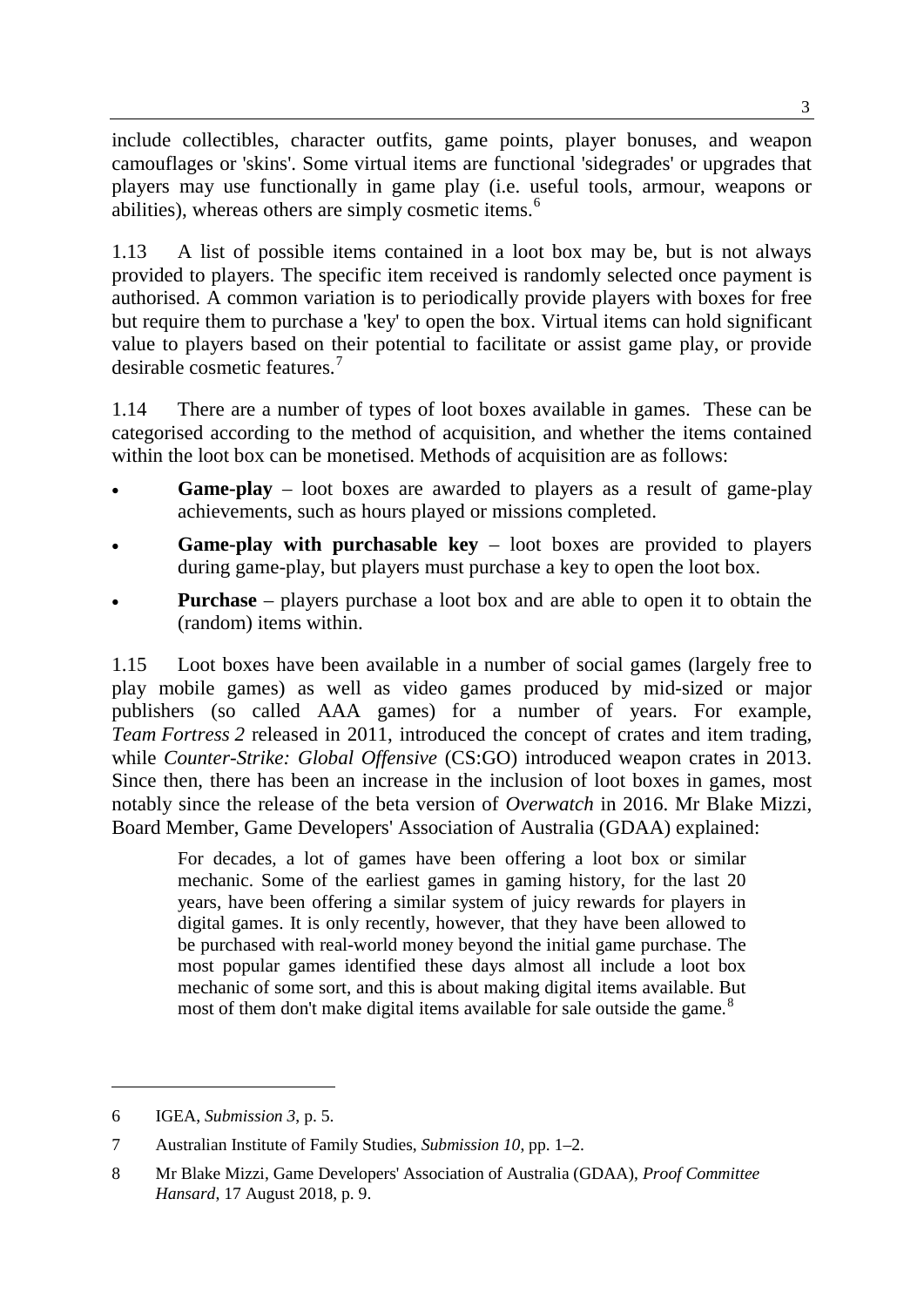include collectibles, character outfits, game points, player bonuses, and weapon camouflages or 'skins'. Some virtual items are functional 'sidegrades' or upgrades that players may use functionally in game play (i.e. useful tools, armour, weapons or abilities), whereas others are simply cosmetic items.[6]

1.13 A list of possible items contained in a loot box may be, but is not always provided to players. The specific item received is randomly selected once payment is authorised. A common variation is to periodically provide players with boxes for free but require them to purchase a 'key' to open the box. Virtual items can hold significant value to players based on their potential to facilitate or assist game play, or provide desirable cosmetic features.[7]

1.14 There are a number of types of loot boxes available in games. These can be categorised according to the method of acquisition, and whether the items contained within the loot box can be monetised. Methods of acquisition are as follows:

- **Game-play** – loot boxes are awarded to players as a result of game-play achievements, such as hours played or missions completed.
- **Game-play with purchasable key** – loot boxes are provided to players during game-play, but players must purchase a key to open the loot box.
- **Purchase** – players purchase a loot box and are able to open it to obtain the (random) items within.

1.15 Loot boxes have been available in a number of social games (largely free to play mobile games) as well as video games produced by mid-sized or major publishers (so called AAA games) for a number of years. For example, *Team Fortress 2* released in 2011, introduced the concept of crates and item trading, while *Counter-Strike: Global Offensive* (CS:GO) introduced weapon crates in 2013. Since then, there has been an increase in the inclusion of loot boxes in games, most notably since the release of the beta version of *Overwatch* in 2016. Mr Blake Mizzi, Board Member, Game Developers' Association of Australia (GDAA) explained:

> For decades, a lot of games have been offering a loot box or similar mechanic. Some of the earliest games in gaming history, for the last 20 years, have been offering a similar system of juicy rewards for players in digital games. It is only recently, however, that they have been allowed to be purchased with real-world money beyond the initial game purchase. The most popular games identified these days almost all include a loot box mechanic of some sort, and this is about making digital items available. But most of them don't make digital items available for sale outside the game.[8]

---

6 IGEA, *Submission 3*, p. 5.

7 Australian Institute of Family Studies, *Submission 10*, pp. 1–2.

8 Mr Blake Mizzi, Game Developers' Association of Australia (GDAA), *Proof Committee Hansard*, 17 August 2018, p. 9.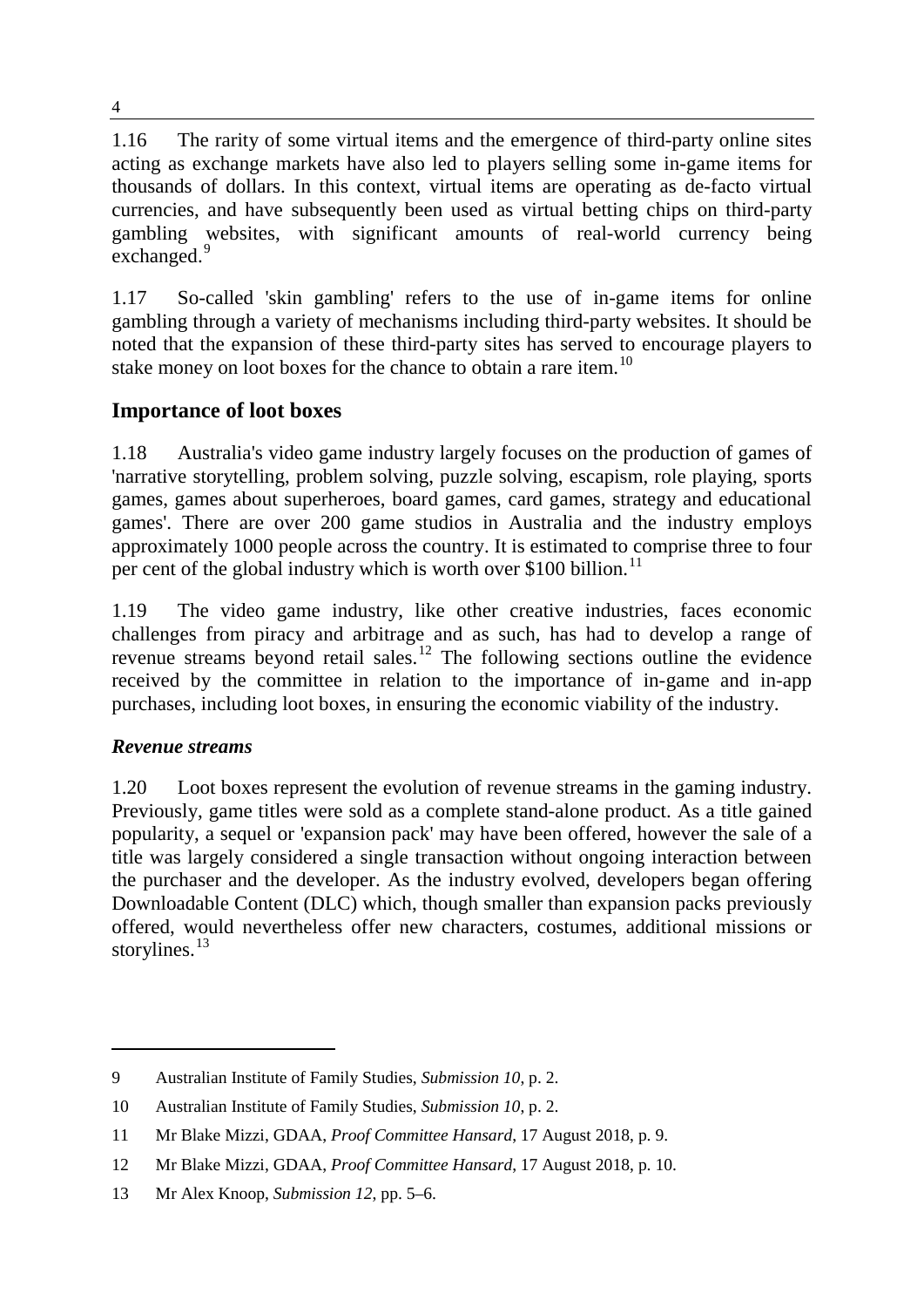1.16 The rarity of some virtual items and the emergence of third-party online sites acting as exchange markets have also led to players selling some in-game items for thousands of dollars. In this context, virtual items are operating as de-facto virtual currencies, and have subsequently been used as virtual betting chips on third-party gambling websites, with significant amounts of real-world currency being exchanged.[9]

1.17 So-called 'skin gambling' refers to the use of in-game items for online gambling through a variety of mechanisms including third-party websites. It should be noted that the expansion of these third-party sites has served to encourage players to stake money on loot boxes for the chance to obtain a rare item.[10]

## Importance of loot boxes

1.18 Australia's video game industry largely focuses on the production of games of 'narrative storytelling, problem solving, puzzle solving, escapism, role playing, sports games, games about superheroes, board games, card games, strategy and educational games'. There are over 200 game studios in Australia and the industry employs approximately 1000 people across the country. It is estimated to comprise three to four per cent of the global industry which is worth over $100 billion.[11]

1.19 The video game industry, like other creative industries, faces economic challenges from piracy and arbitrage and as such, has had to develop a range of revenue streams beyond retail sales.[12] The following sections outline the evidence received by the committee in relation to the importance of in-game and in-app purchases, including loot boxes, in ensuring the economic viability of the industry.

### *Revenue streams*

1.20 Loot boxes represent the evolution of revenue streams in the gaming industry. Previously, game titles were sold as a complete stand-alone product. As a title gained popularity, a sequel or 'expansion pack' may have been offered, however the sale of a title was largely considered a single transaction without ongoing interaction between the purchaser and the developer. As the industry evolved, developers began offering Downloadable Content (DLC) which, though smaller than expansion packs previously offered, would nevertheless offer new characters, costumes, additional missions or storylines.[13]

---

9 Australian Institute of Family Studies, *Submission 10*, p. 2.

10 Australian Institute of Family Studies, *Submission 10*, p. 2.

11 Mr Blake Mizzi, GDAA, *Proof Committee Hansard*, 17 August 2018, p. 9.

12 Mr Blake Mizzi, GDAA, *Proof Committee Hansard*, 17 August 2018, p. 10.

13 Mr Alex Knoop, *Submission 12*, pp. 5–6.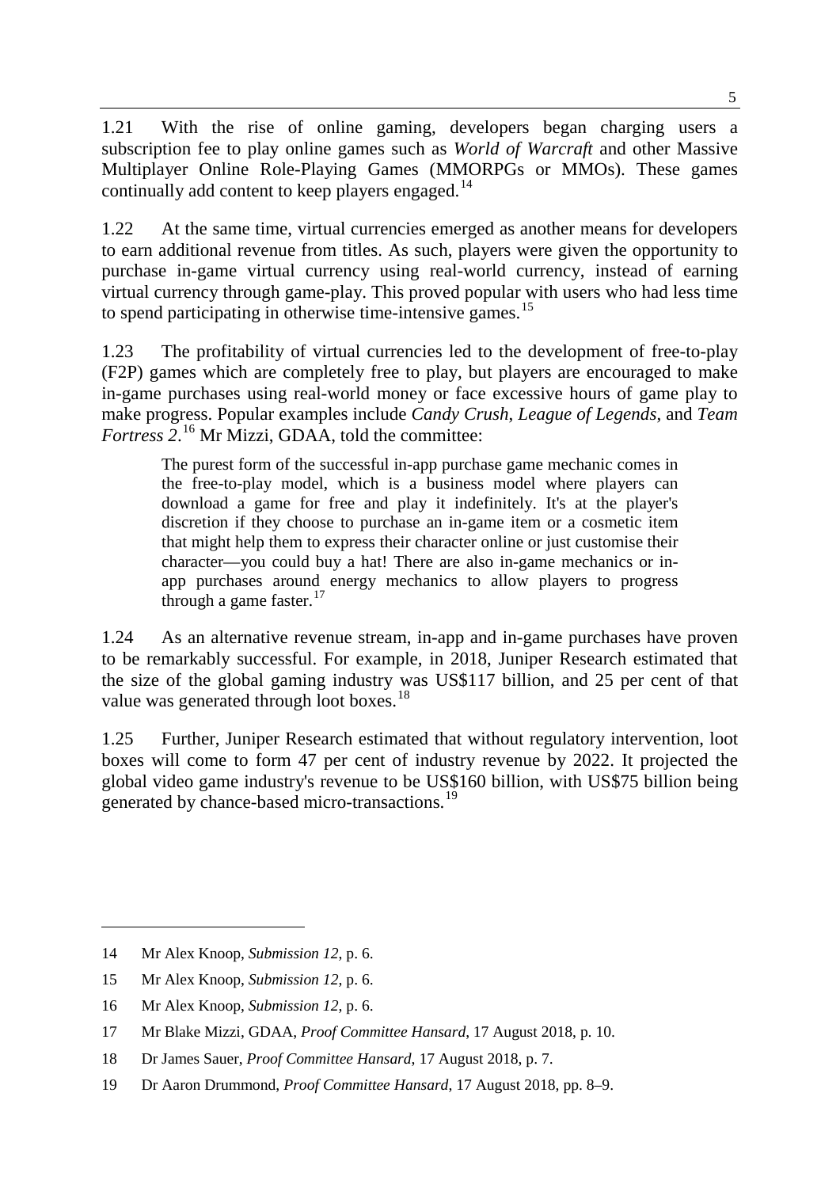1.21 With the rise of online gaming, developers began charging users a subscription fee to play online games such as *World of Warcraft* and other Massive Multiplayer Online Role-Playing Games (MMORPGs or MMOs). These games continually add content to keep players engaged.[14]

1.22 At the same time, virtual currencies emerged as another means for developers to earn additional revenue from titles. As such, players were given the opportunity to purchase in-game virtual currency using real-world currency, instead of earning virtual currency through game-play. This proved popular with users who had less time to spend participating in otherwise time-intensive games.[15]

1.23 The profitability of virtual currencies led to the development of free-to-play (F2P) games which are completely free to play, but players are encouraged to make in-game purchases using real-world money or face excessive hours of game play to make progress. Popular examples include *Candy Crush*, *League of Legends*, and *Team Fortress 2*.[16] Mr Mizzi, GDAA, told the committee:

> The purest form of the successful in-app purchase game mechanic comes in the free-to-play model, which is a business model where players can download a game for free and play it indefinitely. It's at the player's discretion if they choose to purchase an in-game item or a cosmetic item that might help them to express their character online or just customise their character—you could buy a hat! There are also in-game mechanics or in-app purchases around energy mechanics to allow players to progress through a game faster.[17]

1.24 As an alternative revenue stream, in-app and in-game purchases have proven to be remarkably successful. For example, in 2018, Juniper Research estimated that the size of the global gaming industry was US$117 billion, and 25 per cent of that value was generated through loot boxes.[18]

1.25 Further, Juniper Research estimated that without regulatory intervention, loot boxes will come to form 47 per cent of industry revenue by 2022. It projected the global video game industry's revenue to be US$160 billion, with US$75 billion being generated by chance-based micro-transactions.[19]

---

14 Mr Alex Knoop, *Submission 12*, p. 6.

15 Mr Alex Knoop, *Submission 12*, p. 6.

16 Mr Alex Knoop, *Submission 12*, p. 6.

17 Mr Blake Mizzi, GDAA, *Proof Committee Hansard*, 17 August 2018, p. 10.

18 Dr James Sauer, *Proof Committee Hansard*, 17 August 2018, p. 7.

19 Dr Aaron Drummond, *Proof Committee Hansard*, 17 August 2018, pp. 8–9.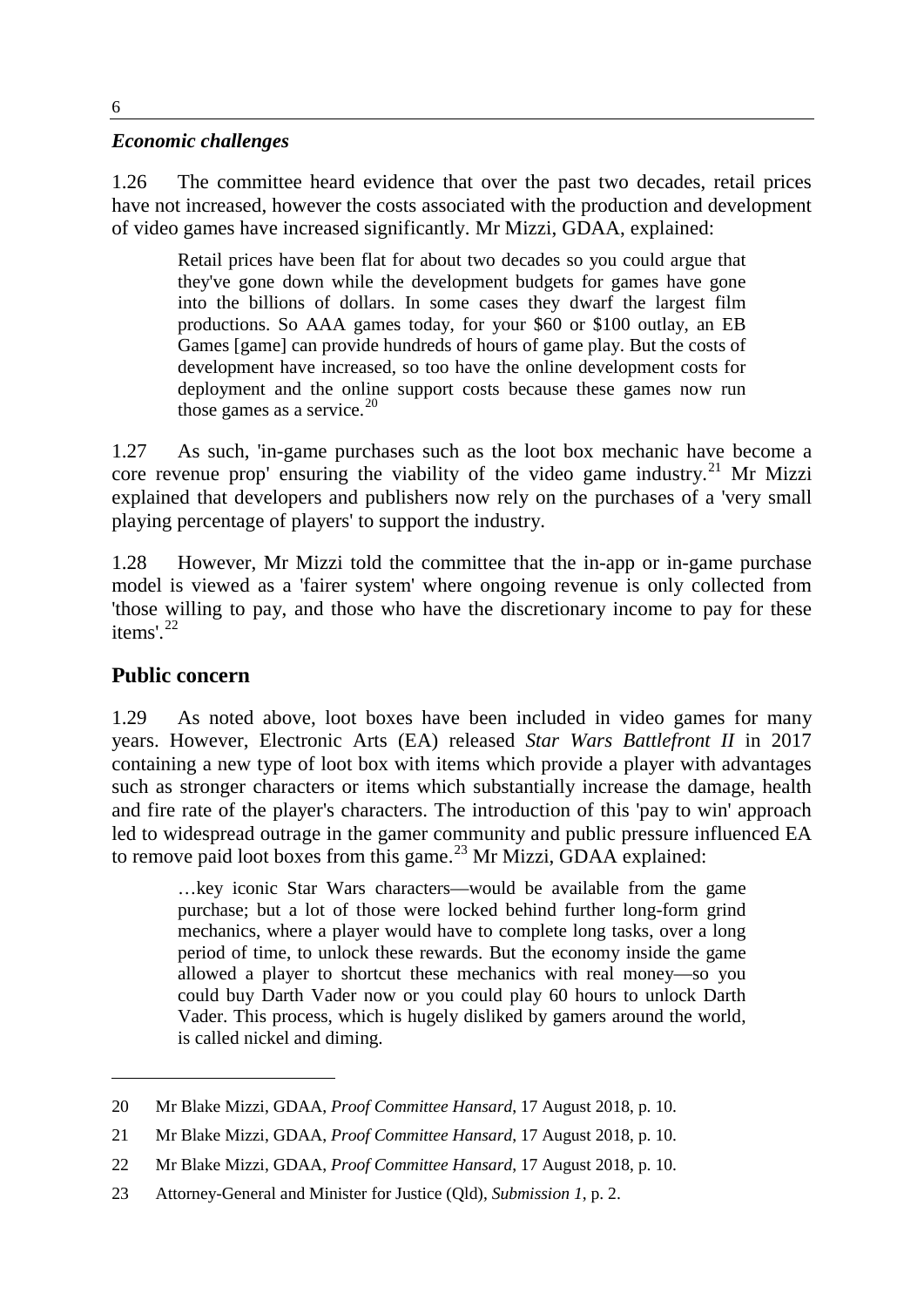### *Economic challenges*

1.26 The committee heard evidence that over the past two decades, retail prices have not increased, however the costs associated with the production and development of video games have increased significantly. Mr Mizzi, GDAA, explained:

> Retail prices have been flat for about two decades so you could argue that they've gone down while the development budgets for games have gone into the billions of dollars. In some cases they dwarf the largest film productions. So AAA games today, for your $60 or $100 outlay, an EB Games [game] can provide hundreds of hours of game play. But the costs of development have increased, so too have the online development costs for deployment and the online support costs because these games now run those games as a service.[20]

1.27 As such, 'in-game purchases such as the loot box mechanic have become a core revenue prop' ensuring the viability of the video game industry.[21] Mr Mizzi explained that developers and publishers now rely on the purchases of a 'very small playing percentage of players' to support the industry.

1.28 However, Mr Mizzi told the committee that the in-app or in-game purchase model is viewed as a 'fairer system' where ongoing revenue is only collected from 'those willing to pay, and those who have the discretionary income to pay for these items'.[22]

## Public concern

1.29 As noted above, loot boxes have been included in video games for many years. However, Electronic Arts (EA) released *Star Wars Battlefront II* in 2017 containing a new type of loot box with items which provide a player with advantages such as stronger characters or items which substantially increase the damage, health and fire rate of the player's characters. The introduction of this 'pay to win' approach led to widespread outrage in the gamer community and public pressure influenced EA to remove paid loot boxes from this game.[23] Mr Mizzi, GDAA explained:

> …key iconic Star Wars characters—would be available from the game purchase; but a lot of those were locked behind further long-form grind mechanics, where a player would have to complete long tasks, over a long period of time, to unlock these rewards. But the economy inside the game allowed a player to shortcut these mechanics with real money—so you could buy Darth Vader now or you could play 60 hours to unlock Darth Vader. This process, which is hugely disliked by gamers around the world, is called nickel and diming.

---

20 Mr Blake Mizzi, GDAA, *Proof Committee Hansard*, 17 August 2018, p. 10.

21 Mr Blake Mizzi, GDAA, *Proof Committee Hansard*, 17 August 2018, p. 10.

22 Mr Blake Mizzi, GDAA, *Proof Committee Hansard*, 17 August 2018, p. 10.

23 Attorney-General and Minister for Justice (Qld), *Submission 1*, p. 2.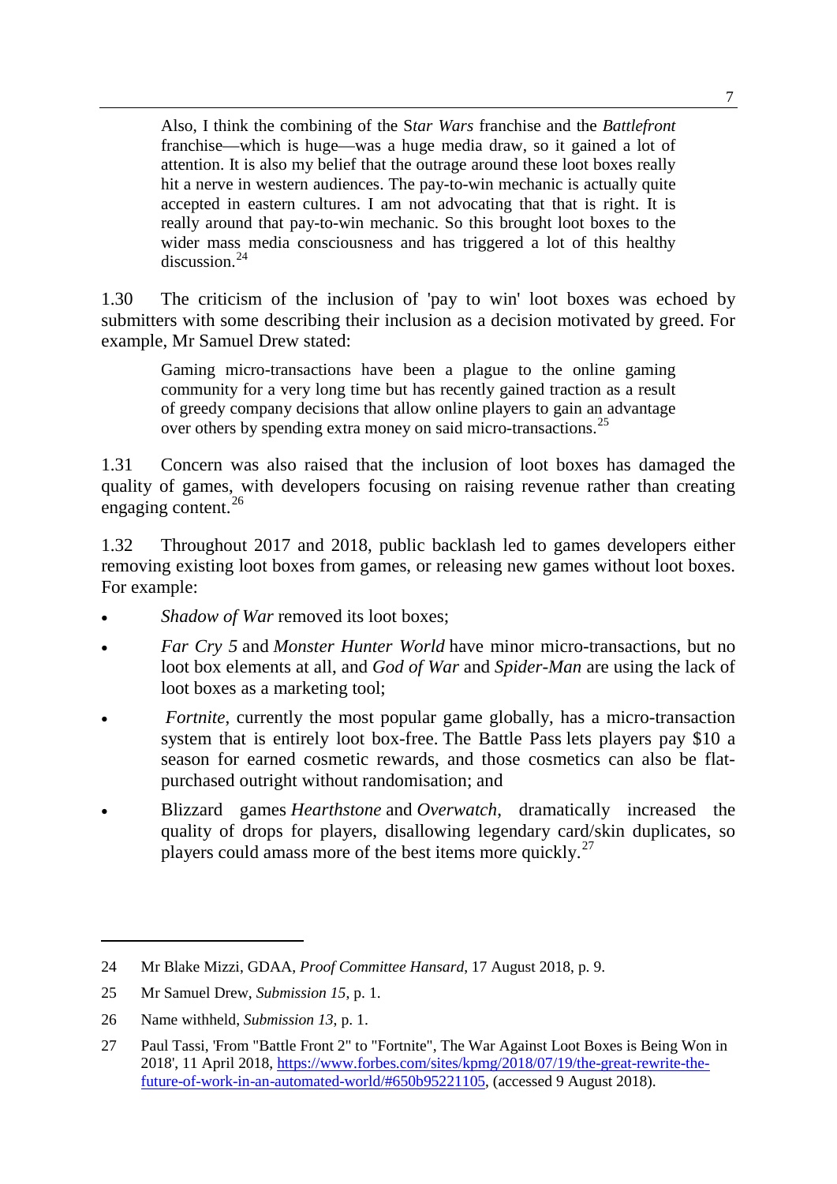> Also, I think the combining of the S*tar Wars* franchise and the *Battlefront* franchise—which is huge—was a huge media draw, so it gained a lot of attention. It is also my belief that the outrage around these loot boxes really hit a nerve in western audiences. The pay-to-win mechanic is actually quite accepted in eastern cultures. I am not advocating that that is right. It is really around that pay-to-win mechanic. So this brought loot boxes to the wider mass media consciousness and has triggered a lot of this healthy discussion.[24]

1.30 The criticism of the inclusion of 'pay to win' loot boxes was echoed by submitters with some describing their inclusion as a decision motivated by greed. For example, Mr Samuel Drew stated:

> Gaming micro-transactions have been a plague to the online gaming community for a very long time but has recently gained traction as a result of greedy company decisions that allow online players to gain an advantage over others by spending extra money on said micro-transactions.[25]

1.31 Concern was also raised that the inclusion of loot boxes has damaged the quality of games, with developers focusing on raising revenue rather than creating engaging content.[26]

1.32 Throughout 2017 and 2018, public backlash led to games developers either removing existing loot boxes from games, or releasing new games without loot boxes. For example:

- *Shadow of War* removed its loot boxes;
- *Far Cry 5* and *Monster Hunter World* have minor micro-transactions, but no loot box elements at all, and *God of War* and *Spider-Man* are using the lack of loot boxes as a marketing tool;
- *Fortnite*, currently the most popular game globally, has a micro-transaction system that is entirely loot box-free. The Battle Pass lets players pay $10 a season for earned cosmetic rewards, and those cosmetics can also be flat-purchased outright without randomisation; and
- Blizzard games *Hearthstone* and *Overwatch*, dramatically increased the quality of drops for players, disallowing legendary card/skin duplicates, so players could amass more of the best items more quickly.[27]

---

24 Mr Blake Mizzi, GDAA, *Proof Committee Hansard*, 17 August 2018, p. 9.

25 Mr Samuel Drew, *Submission 15*, p. 1.

26 Name withheld, *Submission 13*, p. 1.

27 Paul Tassi, 'From "Battle Front 2" to "Fortnite", The War Against Loot Boxes is Being Won in 2018', 11 April 2018, https://www.forbes.com/sites/kpmg/2018/07/19/the-great-rewrite-the-future-of-work-in-an-automated-world/#650b95221105, (accessed 9 August 2018).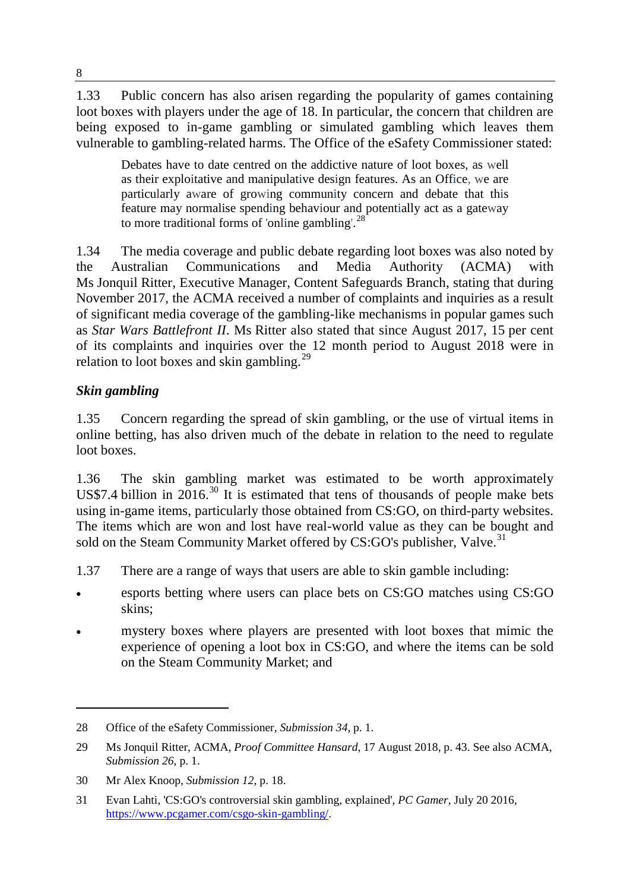1.33 Public concern has also arisen regarding the popularity of games containing loot boxes with players under the age of 18. In particular, the concern that children are being exposed to in-game gambling or simulated gambling which leaves them vulnerable to gambling-related harms. The Office of the eSafety Commissioner stated:

> Debates have to date centred on the addictive nature of loot boxes, as well as their exploitative and manipulative design features. As an Office, we are particularly aware of growing community concern and debate that this feature may normalise spending behaviour and potentially act as a gateway to more traditional forms of 'online gambling'.[28]

1.34 The media coverage and public debate regarding loot boxes was also noted by the Australian Communications and Media Authority (ACMA) with Ms Jonquil Ritter, Executive Manager, Content Safeguards Branch, stating that during November 2017, the ACMA received a number of complaints and inquiries as a result of significant media coverage of the gambling-like mechanisms in popular games such as *Star Wars Battlefront II*. Ms Ritter also stated that since August 2017, 15 per cent of its complaints and inquiries over the 12 month period to August 2018 were in relation to loot boxes and skin gambling.[29]

### *Skin gambling*

1.35 Concern regarding the spread of skin gambling, or the use of virtual items in online betting, has also driven much of the debate in relation to the need to regulate loot boxes.

1.36 The skin gambling market was estimated to be worth approximately US$7.4 billion in 2016.[30] It is estimated that tens of thousands of people make bets using in-game items, particularly those obtained from CS:GO, on third-party websites. The items which are won and lost have real-world value as they can be bought and sold on the Steam Community Market offered by CS:GO's publisher, Valve.[31]

1.37 There are a range of ways that users are able to skin gamble including:

- esports betting where users can place bets on CS:GO matches using CS:GO skins;
- mystery boxes where players are presented with loot boxes that mimic the experience of opening a loot box in CS:GO, and where the items can be sold on the Steam Community Market; and

---

28 Office of the eSafety Commissioner, *Submission 34*, p. 1.

29 Ms Jonquil Ritter, ACMA, *Proof Committee Hansard*, 17 August 2018, p. 43. See also ACMA, *Submission 26*, p. 1.

30 Mr Alex Knoop, *Submission 12*, p. 18.

31 Evan Lahti, 'CS:GO's controversial skin gambling, explained', *PC Gamer*, July 20 2016, https://www.pcgamer.com/csgo-skin-gambling/.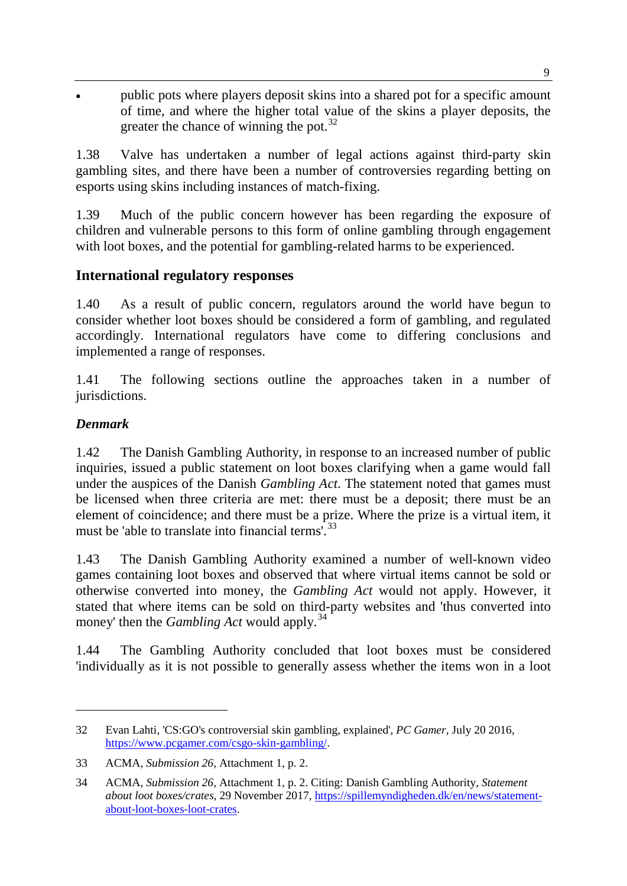- public pots where players deposit skins into a shared pot for a specific amount of time, and where the higher total value of the skins a player deposits, the greater the chance of winning the pot.[32]

1.38 Valve has undertaken a number of legal actions against third-party skin gambling sites, and there have been a number of controversies regarding betting on esports using skins including instances of match-fixing.

1.39 Much of the public concern however has been regarding the exposure of children and vulnerable persons to this form of online gambling through engagement with loot boxes, and the potential for gambling-related harms to be experienced.

## International regulatory responses

1.40 As a result of public concern, regulators around the world have begun to consider whether loot boxes should be considered a form of gambling, and regulated accordingly. International regulators have come to differing conclusions and implemented a range of responses.

1.41 The following sections outline the approaches taken in a number of jurisdictions.

### *Denmark*

1.42 The Danish Gambling Authority, in response to an increased number of public inquiries, issued a public statement on loot boxes clarifying when a game would fall under the auspices of the Danish *Gambling Act*. The statement noted that games must be licensed when three criteria are met: there must be a deposit; there must be an element of coincidence; and there must be a prize. Where the prize is a virtual item, it must be 'able to translate into financial terms'.[33]

1.43 The Danish Gambling Authority examined a number of well-known video games containing loot boxes and observed that where virtual items cannot be sold or otherwise converted into money, the *Gambling Act* would not apply. However, it stated that where items can be sold on third-party websites and 'thus converted into money' then the *Gambling Act* would apply.[34]

1.44 The Gambling Authority concluded that loot boxes must be considered 'individually as it is not possible to generally assess whether the items won in a loot

---

32 Evan Lahti, 'CS:GO's controversial skin gambling, explained', *PC Gamer*, July 20 2016, https://www.pcgamer.com/csgo-skin-gambling/.

33 ACMA, *Submission 26*, Attachment 1, p. 2.

34 ACMA, *Submission 26*, Attachment 1, p. 2. Citing: Danish Gambling Authority, *Statement about loot boxes/crates*, 29 November 2017, https://spillemyndigheden.dk/en/news/statement-about-loot-boxes-loot-crates.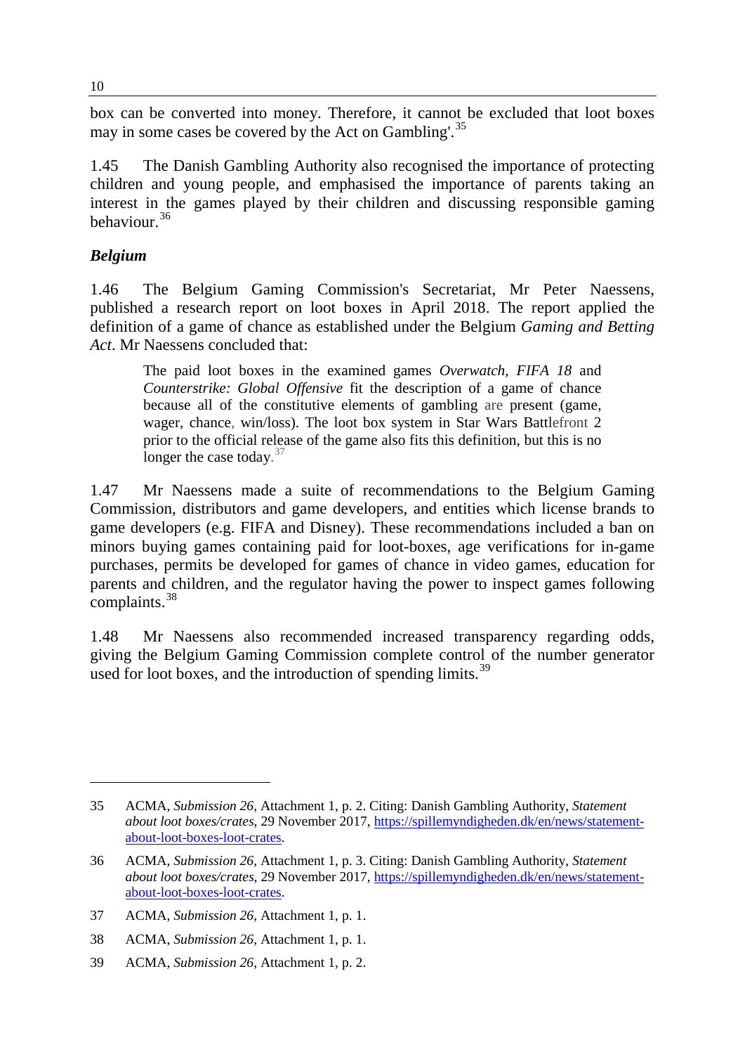box can be converted into money. Therefore, it cannot be excluded that loot boxes may in some cases be covered by the Act on Gambling'.[35]

1.45 The Danish Gambling Authority also recognised the importance of protecting children and young people, and emphasised the importance of parents taking an interest in the games played by their children and discussing responsible gaming behaviour.[36]

### *Belgium*

1.46 The Belgium Gaming Commission's Secretariat, Mr Peter Naessens, published a research report on loot boxes in April 2018. The report applied the definition of a game of chance as established under the Belgium *Gaming and Betting Act*. Mr Naessens concluded that:

> The paid loot boxes in the examined games *Overwatch*, *FIFA 18* and *Counterstrike: Global Offensive* fit the description of a game of chance because all of the constitutive elements of gambling are present (game, wager, chance, win/loss). The loot box system in Star Wars Battlefront 2 prior to the official release of the game also fits this definition, but this is no longer the case today.[37]

1.47 Mr Naessens made a suite of recommendations to the Belgium Gaming Commission, distributors and game developers, and entities which license brands to game developers (e.g. FIFA and Disney). These recommendations included a ban on minors buying games containing paid for loot-boxes, age verifications for in-game purchases, permits be developed for games of chance in video games, education for parents and children, and the regulator having the power to inspect games following complaints.[38]

1.48 Mr Naessens also recommended increased transparency regarding odds, giving the Belgium Gaming Commission complete control of the number generator used for loot boxes, and the introduction of spending limits.[39]

---

35 ACMA, *Submission 26*, Attachment 1, p. 2. Citing: Danish Gambling Authority, *Statement about loot boxes/crates*, 29 November 2017, https://spillemyndigheden.dk/en/news/statement-about-loot-boxes-loot-crates.

36 ACMA, *Submission 26*, Attachment 1, p. 3. Citing: Danish Gambling Authority, *Statement about loot boxes/crates*, 29 November 2017, https://spillemyndigheden.dk/en/news/statement-about-loot-boxes-loot-crates.

37 ACMA, *Submission 26*, Attachment 1, p. 1.

38 ACMA, *Submission 26*, Attachment 1, p. 1.

39 ACMA, *Submission 26*, Attachment 1, p. 2.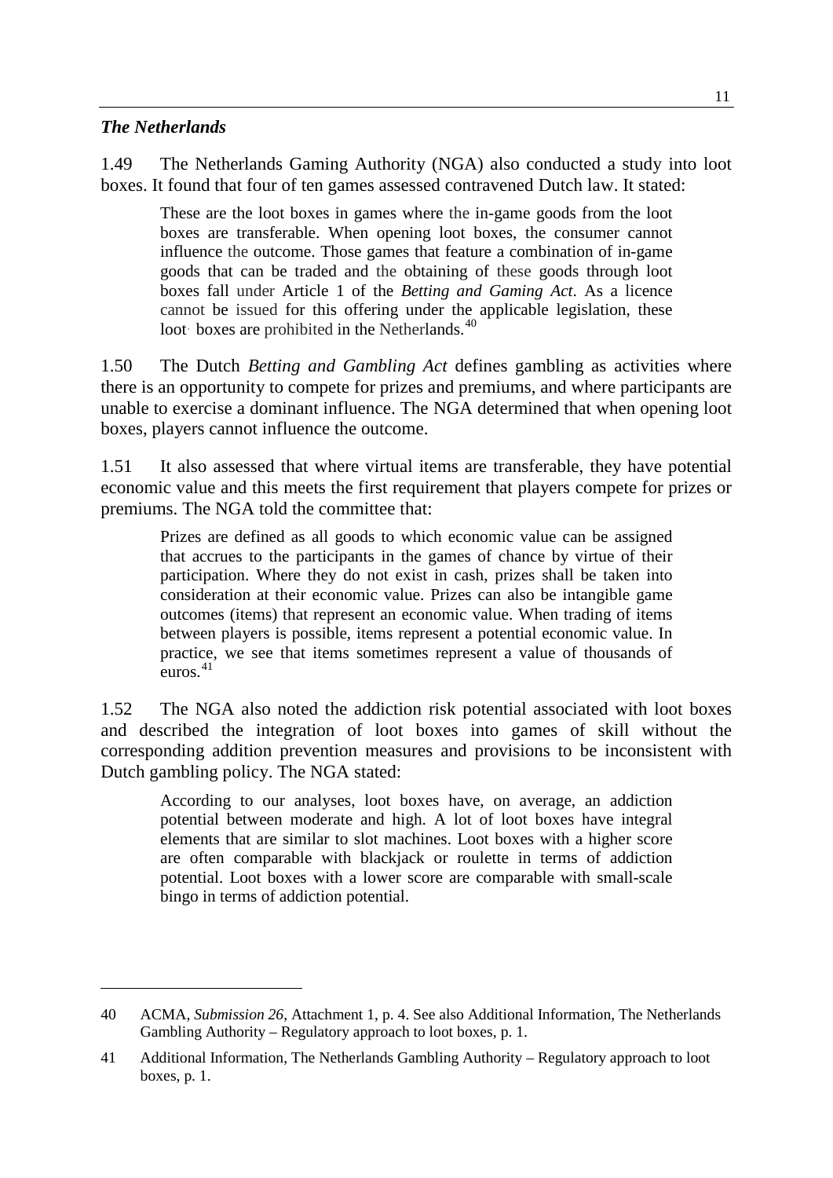*The Netherlands*

1.49 The Netherlands Gaming Authority (NGA) also conducted a study into loot boxes. It found that four of ten games assessed contravened Dutch law. It stated:

> These are the loot boxes in games where the in-game goods from the loot boxes are transferable. When opening loot boxes, the consumer cannot influence the outcome. Those games that feature a combination of in-game goods that can be traded and the obtaining of these goods through loot boxes fall under Article 1 of the *Betting and Gaming Act*. As a licence cannot be issued for this offering under the applicable legislation, these loot boxes are prohibited in the Netherlands.[40]

1.50 The Dutch *Betting and Gambling Act* defines gambling as activities where there is an opportunity to compete for prizes and premiums, and where participants are unable to exercise a dominant influence. The NGA determined that when opening loot boxes, players cannot influence the outcome.

1.51 It also assessed that where virtual items are transferable, they have potential economic value and this meets the first requirement that players compete for prizes or premiums. The NGA told the committee that:

> Prizes are defined as all goods to which economic value can be assigned that accrues to the participants in the games of chance by virtue of their participation. Where they do not exist in cash, prizes shall be taken into consideration at their economic value. Prizes can also be intangible game outcomes (items) that represent an economic value. When trading of items between players is possible, items represent a potential economic value. In practice, we see that items sometimes represent a value of thousands of euros.[41]

1.52 The NGA also noted the addiction risk potential associated with loot boxes and described the integration of loot boxes into games of skill without the corresponding addition prevention measures and provisions to be inconsistent with Dutch gambling policy. The NGA stated:

> According to our analyses, loot boxes have, on average, an addiction potential between moderate and high. A lot of loot boxes have integral elements that are similar to slot machines. Loot boxes with a higher score are often comparable with blackjack or roulette in terms of addiction potential. Loot boxes with a lower score are comparable with small-scale bingo in terms of addiction potential.

---

40 ACMA, *Submission 26*, Attachment 1, p. 4. See also Additional Information, The Netherlands Gambling Authority – Regulatory approach to loot boxes, p. 1.

41 Additional Information, The Netherlands Gambling Authority – Regulatory approach to loot boxes, p. 1.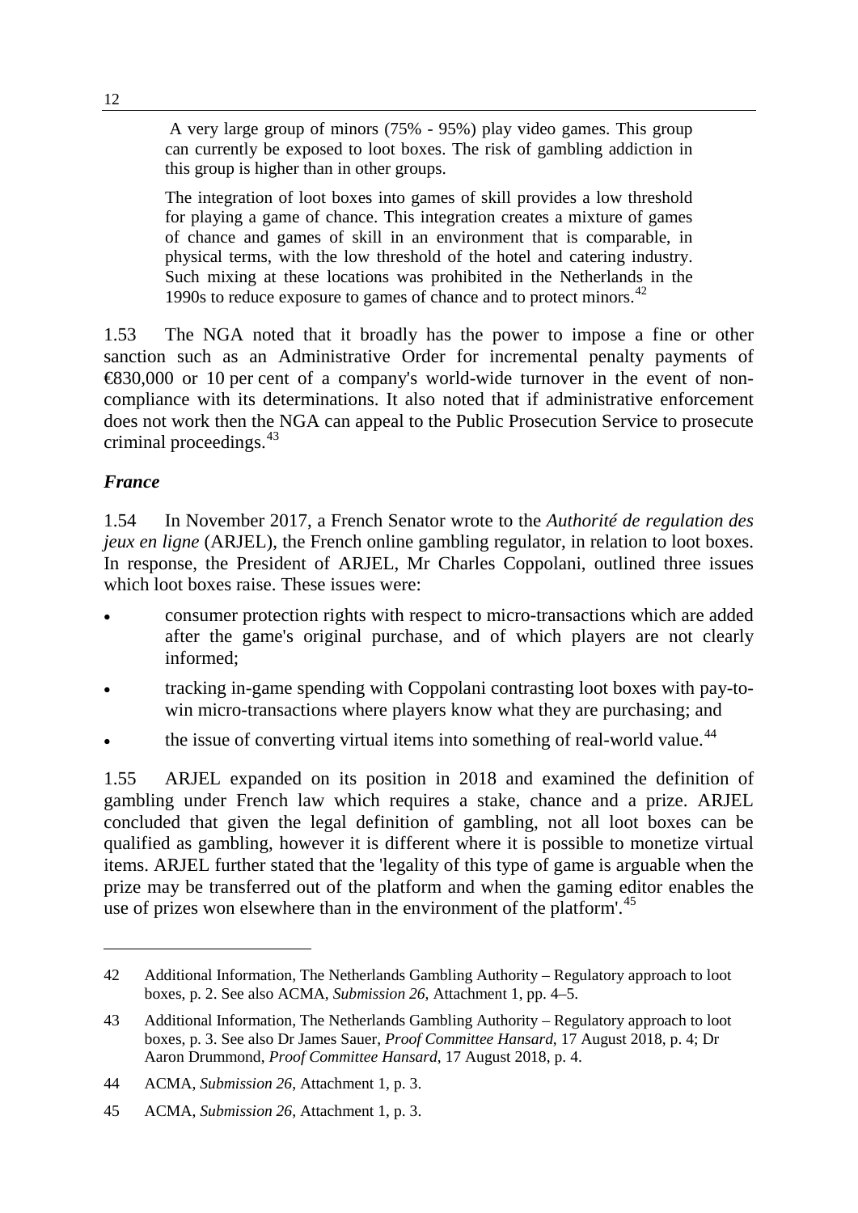> A very large group of minors (75% - 95%) play video games. This group can currently be exposed to loot boxes. The risk of gambling addiction in this group is higher than in other groups.
>
> The integration of loot boxes into games of skill provides a low threshold for playing a game of chance. This integration creates a mixture of games of chance and games of skill in an environment that is comparable, in physical terms, with the low threshold of the hotel and catering industry. Such mixing at these locations was prohibited in the Netherlands in the 1990s to reduce exposure to games of chance and to protect minors.[42]

1.53 The NGA noted that it broadly has the power to impose a fine or other sanction such as an Administrative Order for incremental penalty payments of €830,000 or 10 per cent of a company's world-wide turnover in the event of non-compliance with its determinations. It also noted that if administrative enforcement does not work then the NGA can appeal to the Public Prosecution Service to prosecute criminal proceedings.[43]

### *France*

1.54 In November 2017, a French Senator wrote to the *Authorité de regulation des jeux en ligne* (ARJEL), the French online gambling regulator, in relation to loot boxes. In response, the President of ARJEL, Mr Charles Coppolani, outlined three issues which loot boxes raise. These issues were:

- consumer protection rights with respect to micro-transactions which are added after the game's original purchase, and of which players are not clearly informed;
- tracking in-game spending with Coppolani contrasting loot boxes with pay-to-win micro-transactions where players know what they are purchasing; and
- the issue of converting virtual items into something of real-world value.[44]

1.55 ARJEL expanded on its position in 2018 and examined the definition of gambling under French law which requires a stake, chance and a prize. ARJEL concluded that given the legal definition of gambling, not all loot boxes can be qualified as gambling, however it is different where it is possible to monetize virtual items. ARJEL further stated that the 'legality of this type of game is arguable when the prize may be transferred out of the platform and when the gaming editor enables the use of prizes won elsewhere than in the environment of the platform'.[45]

---

42 Additional Information, The Netherlands Gambling Authority – Regulatory approach to loot boxes, p. 2. See also ACMA, *Submission 26*, Attachment 1, pp. 4–5.

43 Additional Information, The Netherlands Gambling Authority – Regulatory approach to loot boxes, p. 3. See also Dr James Sauer, *Proof Committee Hansard*, 17 August 2018, p. 4; Dr Aaron Drummond, *Proof Committee Hansard*, 17 August 2018, p. 4.

44 ACMA, *Submission 26*, Attachment 1, p. 3.

45 ACMA, *Submission 26*, Attachment 1, p. 3.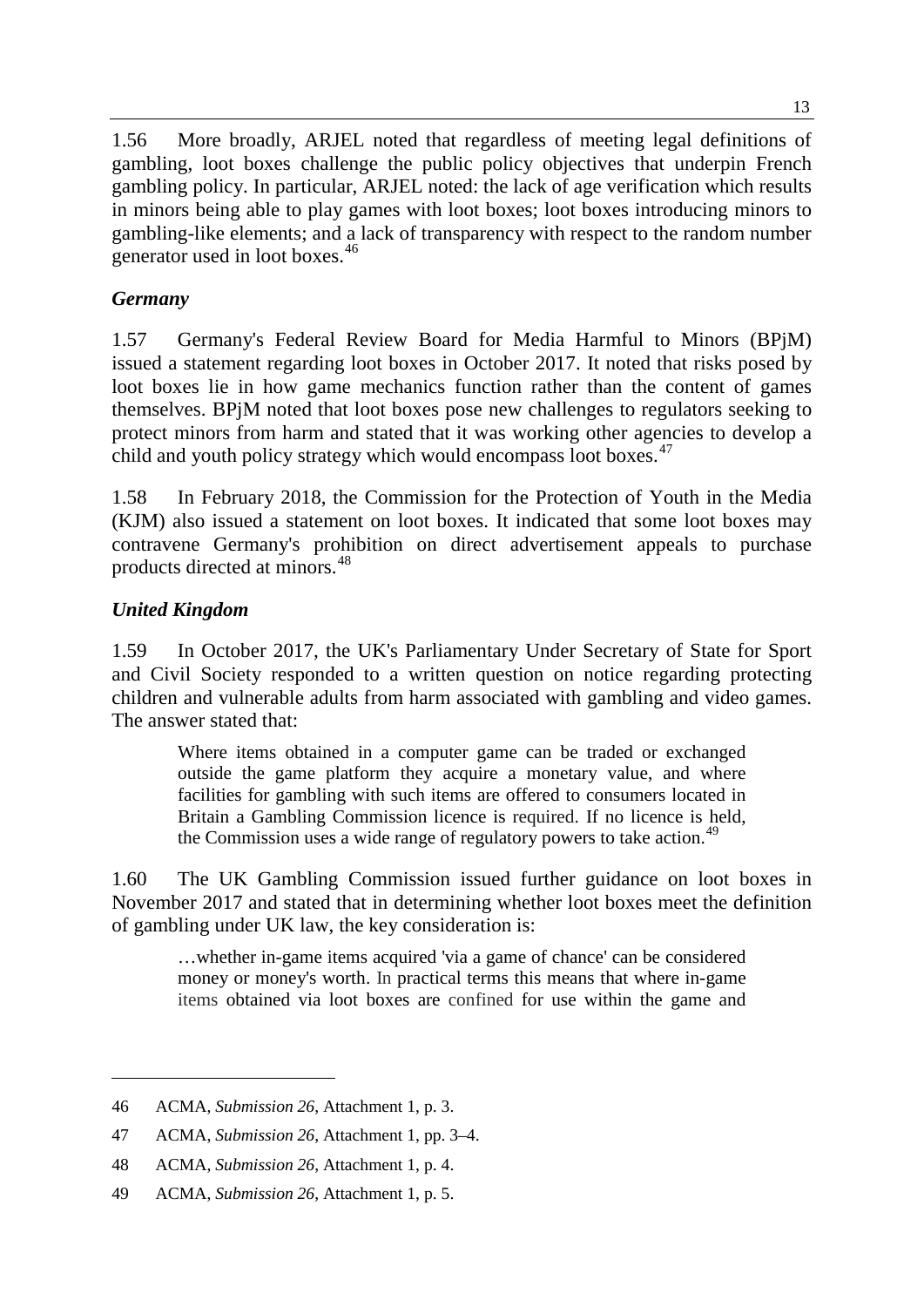1.56 More broadly, ARJEL noted that regardless of meeting legal definitions of gambling, loot boxes challenge the public policy objectives that underpin French gambling policy. In particular, ARJEL noted: the lack of age verification which results in minors being able to play games with loot boxes; loot boxes introducing minors to gambling-like elements; and a lack of transparency with respect to the random number generator used in loot boxes.[46]

### *Germany*

1.57 Germany's Federal Review Board for Media Harmful to Minors (BPjM) issued a statement regarding loot boxes in October 2017. It noted that risks posed by loot boxes lie in how game mechanics function rather than the content of games themselves. BPjM noted that loot boxes pose new challenges to regulators seeking to protect minors from harm and stated that it was working other agencies to develop a child and youth policy strategy which would encompass loot boxes.[47]

1.58 In February 2018, the Commission for the Protection of Youth in the Media (KJM) also issued a statement on loot boxes. It indicated that some loot boxes may contravene Germany's prohibition on direct advertisement appeals to purchase products directed at minors.[48]

### *United Kingdom*

1.59 In October 2017, the UK's Parliamentary Under Secretary of State for Sport and Civil Society responded to a written question on notice regarding protecting children and vulnerable adults from harm associated with gambling and video games. The answer stated that:

> Where items obtained in a computer game can be traded or exchanged outside the game platform they acquire a monetary value, and where facilities for gambling with such items are offered to consumers located in Britain a Gambling Commission licence is required. If no licence is held, the Commission uses a wide range of regulatory powers to take action.[49]

1.60 The UK Gambling Commission issued further guidance on loot boxes in November 2017 and stated that in determining whether loot boxes meet the definition of gambling under UK law, the key consideration is:

> …whether in-game items acquired 'via a game of chance' can be considered money or money's worth. In practical terms this means that where in-game items obtained via loot boxes are confined for use within the game and

---

46 ACMA, *Submission 26*, Attachment 1, p. 3.

47 ACMA, *Submission 26*, Attachment 1, pp. 3–4.

48 ACMA, *Submission 26*, Attachment 1, p. 4.

49 ACMA, *Submission 26*, Attachment 1, p. 5.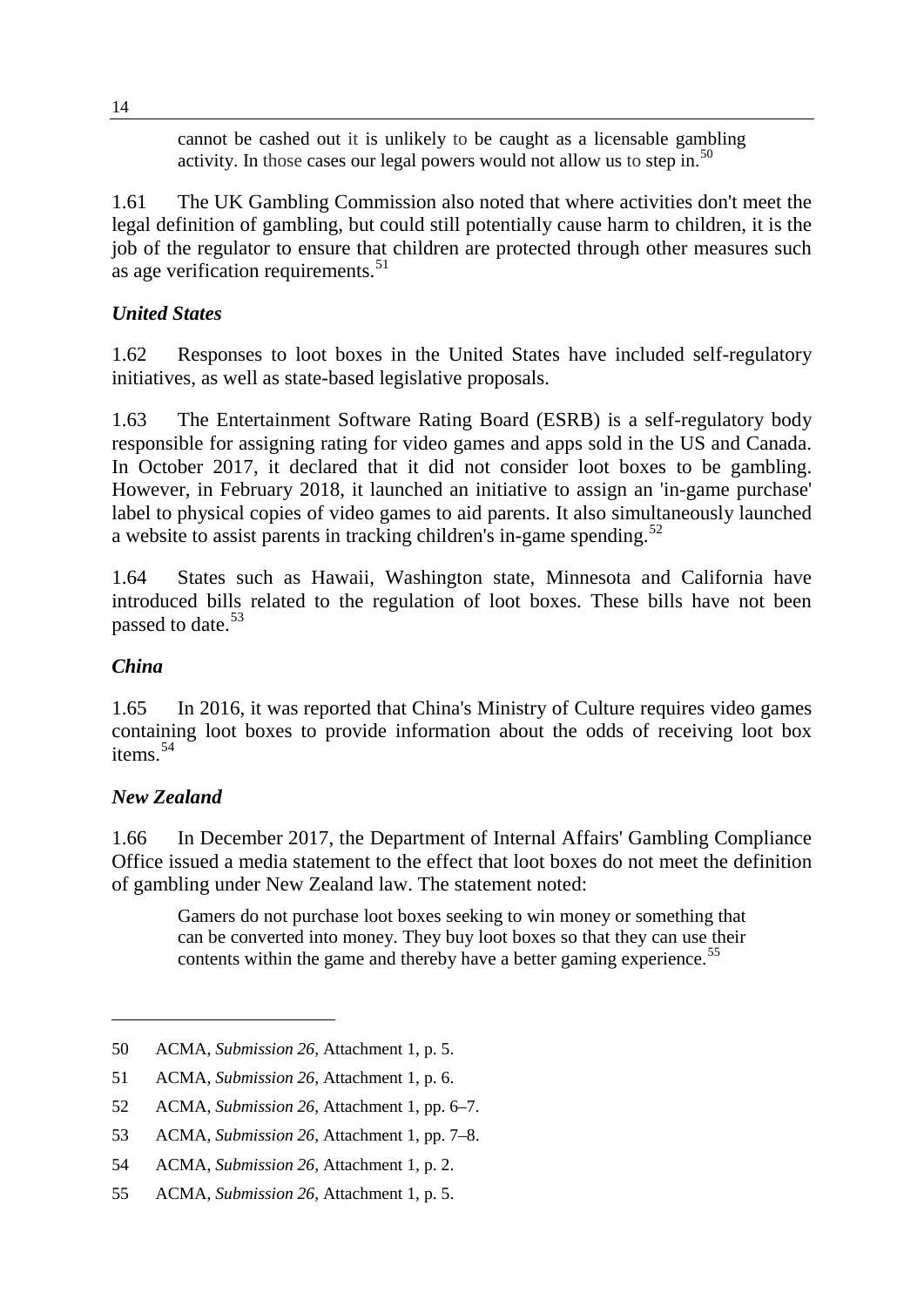> cannot be cashed out it is unlikely to be caught as a licensable gambling activity. In those cases our legal powers would not allow us to step in.[50]

1.61 The UK Gambling Commission also noted that where activities don't meet the legal definition of gambling, but could still potentially cause harm to children, it is the job of the regulator to ensure that children are protected through other measures such as age verification requirements.[51]

### *United States*

1.62 Responses to loot boxes in the United States have included self-regulatory initiatives, as well as state-based legislative proposals.

1.63 The Entertainment Software Rating Board (ESRB) is a self-regulatory body responsible for assigning rating for video games and apps sold in the US and Canada. In October 2017, it declared that it did not consider loot boxes to be gambling. However, in February 2018, it launched an initiative to assign an 'in-game purchase' label to physical copies of video games to aid parents. It also simultaneously launched a website to assist parents in tracking children's in-game spending.[52]

1.64 States such as Hawaii, Washington state, Minnesota and California have introduced bills related to the regulation of loot boxes. These bills have not been passed to date.[53]

### *China*

1.65 In 2016, it was reported that China's Ministry of Culture requires video games containing loot boxes to provide information about the odds of receiving loot box items.[54]

### *New Zealand*

1.66 In December 2017, the Department of Internal Affairs' Gambling Compliance Office issued a media statement to the effect that loot boxes do not meet the definition of gambling under New Zealand law. The statement noted:

> Gamers do not purchase loot boxes seeking to win money or something that can be converted into money. They buy loot boxes so that they can use their contents within the game and thereby have a better gaming experience.[55]

---

50 ACMA, *Submission 26*, Attachment 1, p. 5.

51 ACMA, *Submission 26*, Attachment 1, p. 6.

52 ACMA, *Submission 26*, Attachment 1, pp. 6–7.

53 ACMA, *Submission 26*, Attachment 1, pp. 7–8.

54 ACMA, *Submission 26*, Attachment 1, p. 2.

55 ACMA, *Submission 26*, Attachment 1, p. 5.